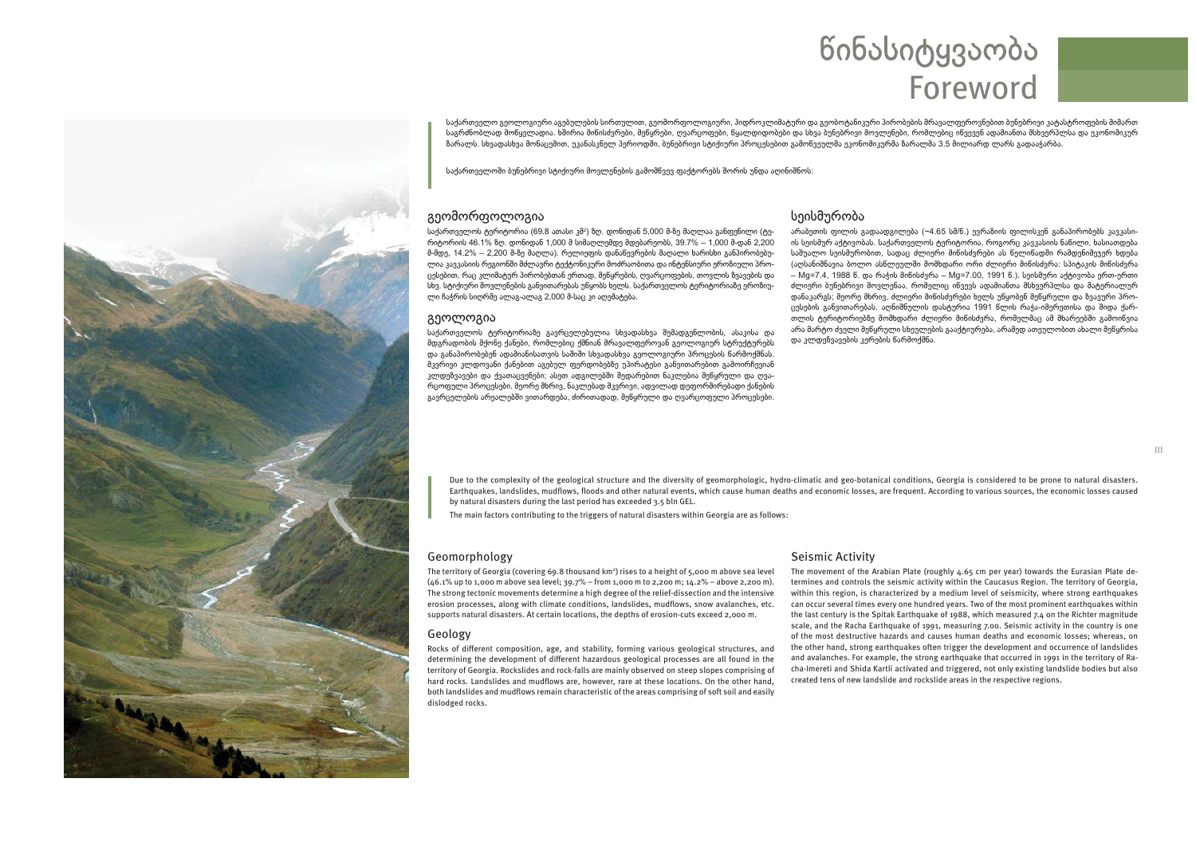# წინასიტყვაობა
# Foreword

საქართველო გეოლოგიური აგებულების სირთულით, გეომორფოლოგიური, ჰიდროკლიმატური და გეობოტანიკური პირობების მრავალფეროვნებით ბუნებრივი კატასტროფების მიმართ საგრძნობლად მოწყვლადია. ხშირია მიწისძვრები, მეწყრები, ღვარცოფები, წყალდიდობები და სხვა ბუნებრივი მოვლენები, რომლებიც იწვევენ ადამიანთა მსხვერპლსა და ეკონომიკურ ზარალს. სხვადასხვა მონაცემით, უკანასკნელ პერიოდში, ბუნებრივი სტიქიური პროცესებით გამოწვეულმა ეკონომიკურმა ზარალმა 3.5 მილიარდ ლარს გადააჭარბა.

საქართველოში ბუნებრივი სტიქიური მოვლენების გამომწვევ ფაქტორებს შორის უნდა აღინიშნოს:

## გეომორფოლოგია

საქართველოს ტერიტორია (69.8 ათასი კმ²) ზღ. დონიდან 5,000 მ-ზე მაღლაა განფენილი (ტერიტორიის 46.1% ზღ. დონიდან 1,000 მ სიმაღლემდე მდებარეობს, 39.7% – 1,000 მ-დან 2,200 მ-მდე, 14.2% – 2,200 მ-ზე მაღლა). რელიეფის დანაწევრების მაღალი ხარისხი განპირობებულია კავკასიის რეგიონში მძლავრი ტექტონიკური მოძრაობითა და ინტენსიური ეროზიული პროცესებით, რაც კლიმატურ პირობებთან ერთად, მეწყრების, ღვარცოფების, თოვლის ზვავების და სხვ. სტიქიური მოვლენების განვითარებას უწყობს ხელს. საქართველოს ტერიტორიაზე ეროზიული ჩაჭრის სიღრმე ალაგ-ალაგ 2,000 მ-საც კი აღემატება.

## გეოლოგია

საქართველოს ტერიტორიაზე გავრცელებულია სხვადასხვა შემადგენლობის, ასაკისა და მდგრადობის მქონე ქანები, რომლებიც ქმნიან მრავალფეროვან გეოლოგიურ სტრუქტურებს და განაპირობებენ ადამიანისათვის საშიში სხვადასხვა გეოლოგიური პროცესის წარმოქმნას. მკვრივი კლდოვანი ქანებით აგებულ ფერდობებზე უპირატესი განვითარებით გამოირჩევიან კლდეზვავები და ქვათაცვენები; ასეთ ადგილებში შედარებით ნაკლებია მეწყრული და ღვარცოფული პროცესები. მეორე მხრივ, ნაკლებად მკვრივი, ადვილად დეფორმირებადი ქანების გავრცელების არეალებში ვითარდება, ძირითადად, მეწყრული და ღვარცოფული პროცესები.

## სეისმურობა

არაბეთის ფილის გადაადგილება (~4.65 სმ/წ.) ევრაზიის ფილისკენ განაპირობებს კავკასიის სეისმურ აქტივობას. საქართველოს ტერიტორია, როგორც კავკასიის ნაწილი, ხასიათდება საშუალო სეისმურობით, სადაც ძლიერი მიწისძვრები ას წელიწადში რამდენიმეჯერ ხდება (აღსანიშნავია ბოლო ასწლეულში მომხდარი ორი ძლიერი მიწისძვრა: სპიტაკის მიწისძვრა – Mg=7.4, 1988 წ. და რაჭის მიწისძვრა – Mg=7.00, 1991 წ.). სეისმური აქტივობა ერთ-ერთი ძლიერი ბუნებრივი მოვლენაა, რომელიც იწვევს ადამიანთა მსხვერპლსა და მატერიალურ დანაკარგს; მეორე მხრივ, ძლიერი მიწისძვრები ხელს უწყობენ მეწყრული და ზვავური პროცესების განვითარებას. აღნიშნულის დასტურია 1991 წლის რაჭა-იმერეთისა და შიდა ქართლის ტერიტორიებზე მომხდარი ძლიერი მიწისძვრა, რომელმაც ამ მხარეებში გამოიწვია არა მარტო ძველი მეწყრული სხეულების გააქტიურება, არამედ ათეულობით ახალი მეწყრისა და კლდეზვავების კერების წარმოქმნა.

Due to the complexity of the geological structure and the diversity of geomorphologic, hydro-climatic and geo-botanical conditions, Georgia is considered to be prone to natural disasters. Earthquakes, landslides, mudflows, floods and other natural events, which cause human deaths and economic losses, are frequent. According to various sources, the economic losses caused by natural disasters during the last period has exceeded 3.5 bln GEL.

The main factors contributing to the triggers of natural disasters within Georgia are as follows:

## Geomorphology

The territory of Georgia (covering 69.8 thousand km²) rises to a height of 5,000 m above sea level (46.1% up to 1,000 m above sea level; 39.7% – from 1,000 m to 2,200 m; 14.2% – above 2,200 m). The strong tectonic movements determine a high degree of the relief-dissection and the intensive erosion processes, along with climate conditions, landslides, mudflows, snow avalanches, etc. supports natural disasters. At certain locations, the depths of erosion-cuts exceed 2,000 m.

## Geology

Rocks of different composition, age, and stability, forming various geological structures, and determining the development of different hazardous geological processes are all found in the territory of Georgia. Rockslides and rock-falls are mainly observed on steep slopes comprising of hard rocks. Landslides and mudflows are, however, rare at these locations. On the other hand, both landslides and mudflows remain characteristic of the areas comprising of soft soil and easily dislodged rocks.

## Seismic Activity

The movement of the Arabian Plate (roughly 4.65 cm per year) towards the Eurasian Plate determines and controls the seismic activity within the Caucasus Region. The territory of Georgia, within this region, is characterized by a medium level of seismicity, where strong earthquakes can occur several times every one hundred years. Two of the most prominent earthquakes within the last century is the Spitak Earthquake of 1988, which measured 7.4 on the Richter magnitude scale, and the Racha Earthquake of 1991, measuring 7.00. Seismic activity in the country is one of the most destructive hazards and causes human deaths and economic losses; whereas, on the other hand, strong earthquakes often trigger the development and occurrence of landslides and avalanches. For example, the strong earthquake that occurred in 1991 in the territory of Racha-Imereti and Shida Kartli activated and triggered, not only existing landslide bodies but also created tens of new landslide and rockslide areas in the respective regions.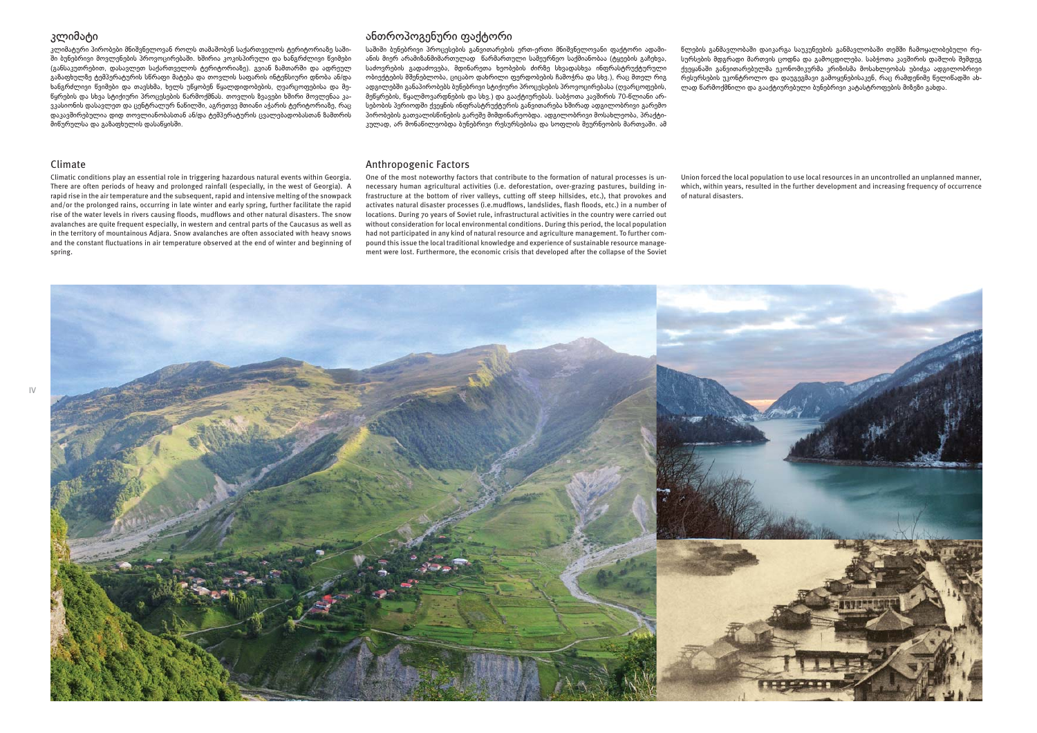## კლიმატი

კლიმატური პირობები მნიშვნელოვან როლს თამაშობენ საქართველოს ტერიტორიაზე საშიში ბუნებრივი მოვლენების პროვოცირებაში. ხშირია კოკისპირული და ხანგრძლივი წვიმები (განსაკუთრებით, დასავლეთ საქართველოს ტერიტორიაზე). გვიან ზამთარში და ადრეულ გაზაფხულზე ტემპერატურის სწრაფი მატება და თოვლის საფარის ინტენსიური დნობა ან/და ხანგრძლივი წვიმები და თავსხმა, ხელს უწყობენ წყალდიდობების, ღვარცოფებისა და მეწყერების და სხვა სტიქიური პროცესების წარმოქმნას. თოვლის ზვავები ხშირი მოვლენაა კავკასიონის დასავლეთ და ცენტრალურ ნაწილში, აგრეთვე მთიანი აჭარის ტერიტორიაზე, რაც დაკავშირებულია დიდ თოვლიანობასთან ან/და ტემპერატურის ცვალებადობასთან ზამთრის მიწურულსა და გაზაფხულის დასაწყისში.

## Climate

Climatic conditions play an essential role in triggering hazardous natural events within Georgia. There are often periods of heavy and prolonged rainfall (especially, in the west of Georgia). A rapid rise in the air temperature and the subsequent, rapid and intensive melting of the snowpack and/or the prolonged rains, occurring in late winter and early spring, further facilitate the rapid rise of the water levels in rivers causing floods, mudflows and other natural disasters. The snow avalanches are quite frequent especially, in western and central parts of the Caucasus as well as in the territory of mountainous Adjara. Snow avalanches are often associated with heavy snows and the constant fluctuations in air temperature observed at the end of winter and beginning of spring.

## ანთროპოგენური ფაქტორი

საშიში ბუნებრივი პროცესების განვითარების ერთ-ერთი მნიშვნელოვანი ფაქტორი ადამიანის მიერ არამიზანშეწონილად წარმართული სამეურნეო საქმიანობაა (ტყეების გაჩეხვა, საძოვრების გადაძოვება, მდინარეთა ხეობების ძირზე სხვადასხვა ინფრასტრუქტურული ობიექტების მშენებლობა, ციცაბო დახრილი ფერდობების ჩამოჭრა და სხვ.), რაც მთელ რიგ ადგილებში განაპირობებს ბუნებრივი სტიქიური პროცესების პროვოცირებასა (ღვარცოფების, მეწყერების, წყალმოვარდნების და სხვ.) და გააქტიურებას. საბჭოთა კავშირის 70-წლიანი არსებობის პერიოდში ქვეყნის ინფრასტრუქტურის განვითარება ხშირად ადგილობრივი გარემო პირობების გათვალისწინების გარეშე მიმდინარეობდა. ადგილობრივი მოსახლეობა, პრაქტიკულად, არ მონაწილეობდა ბუნებრივი რესურსებისა და სოფლის მეურნეობის მართვაში. ამ წლების განმავლობაში დაიკარგა საუკუნეების განმავლობაში თემში ჩამოყალიბებული რესურსების მდგრადი მართვის ცოდნა და გამოცდილება. საბჭოთა კავშირის დაშლის შემდეგ ქვეყანაში განვითარებულმა ეკონომიკურმა კრიზისმა მოსახლეობას უბიძგა ადგილობრივი რესურსების უკონტროლო და დაუგეგმავი გამოყენებისაკენ, რაც რამდენიმე წელიწადში ახლად წარმოქმნილი და გააქტიურებული ბუნებრივი კატასტროფების მიზეზი გახდა.

## Anthropogenic Factors

One of the most noteworthy factors that contribute to the formation of natural processes is unnecessary human agricultural activities (i.e. deforestation, over-grazing pastures, building infrastructure at the bottom of river valleys, cutting off steep hillsides, etc.), that provokes and activates natural disaster processes (i.e.mudflows, landslides, flash floods, etc.) in a number of locations. During 70 years of Soviet rule, infrastructural activities in the country were carried out without consideration for local environmental conditions. During this period, the local population had not participated in any kind of natural resource and agriculture management. To further compound this issue the local traditional knowledge and experience of sustainable resource management were lost. Furthermore, the economic crisis that developed after the collapse of the Soviet Union forced the local population to use local resources in an uncontrolled an unplanned manner, which, within years, resulted in the further development and increasing frequency of occurrence of natural disasters.